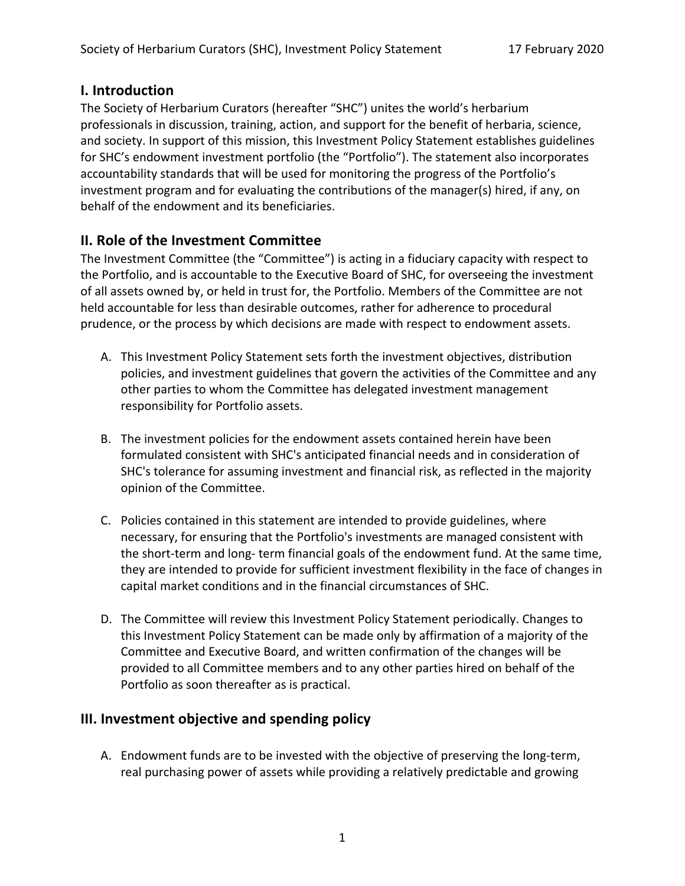## I. Introduction

The Society of Herbarium Curators (hereafter "SHC") unites the world's herbarium professionals in discussion, training, action, and support for the benefit of herbaria, science, and society. In support of this mission, this Investment Policy Statement establishes guidelines for SHC's endowment investment portfolio (the "Portfolio"). The statement also incorporates accountability standards that will be used for monitoring the progress of the Portfolio's investment program and for evaluating the contributions of the manager(s) hired, if any, on behalf of the endowment and its beneficiaries.

## II. Role of the Investment Committee

The Investment Committee (the "Committee") is acting in a fiduciary capacity with respect to the Portfolio, and is accountable to the Executive Board of SHC, for overseeing the investment of all assets owned by, or held in trust for, the Portfolio. Members of the Committee are not held accountable for less than desirable outcomes, rather for adherence to procedural prudence, or the process by which decisions are made with respect to endowment assets.

A. This Investment Policy Statement sets forth the investment objectives, distribution policies, and investment guidelines that govern the activities of the Committee and any other parties to whom the Committee has delegated investment management responsibility for Portfolio assets.

B. The investment policies for the endowment assets contained herein have been formulated consistent with SHC's anticipated financial needs and in consideration of SHC's tolerance for assuming investment and financial risk, as reflected in the majority opinion of the Committee.

C. Policies contained in this statement are intended to provide guidelines, where necessary, for ensuring that the Portfolio's investments are managed consistent with the short-term and long- term financial goals of the endowment fund. At the same time, they are intended to provide for sufficient investment flexibility in the face of changes in capital market conditions and in the financial circumstances of SHC.

D. The Committee will review this Investment Policy Statement periodically. Changes to this Investment Policy Statement can be made only by affirmation of a majority of the Committee and Executive Board, and written confirmation of the changes will be provided to all Committee members and to any other parties hired on behalf of the Portfolio as soon thereafter as is practical.

## III. Investment objective and spending policy

A. Endowment funds are to be invested with the objective of preserving the long-term, real purchasing power of assets while providing a relatively predictable and growing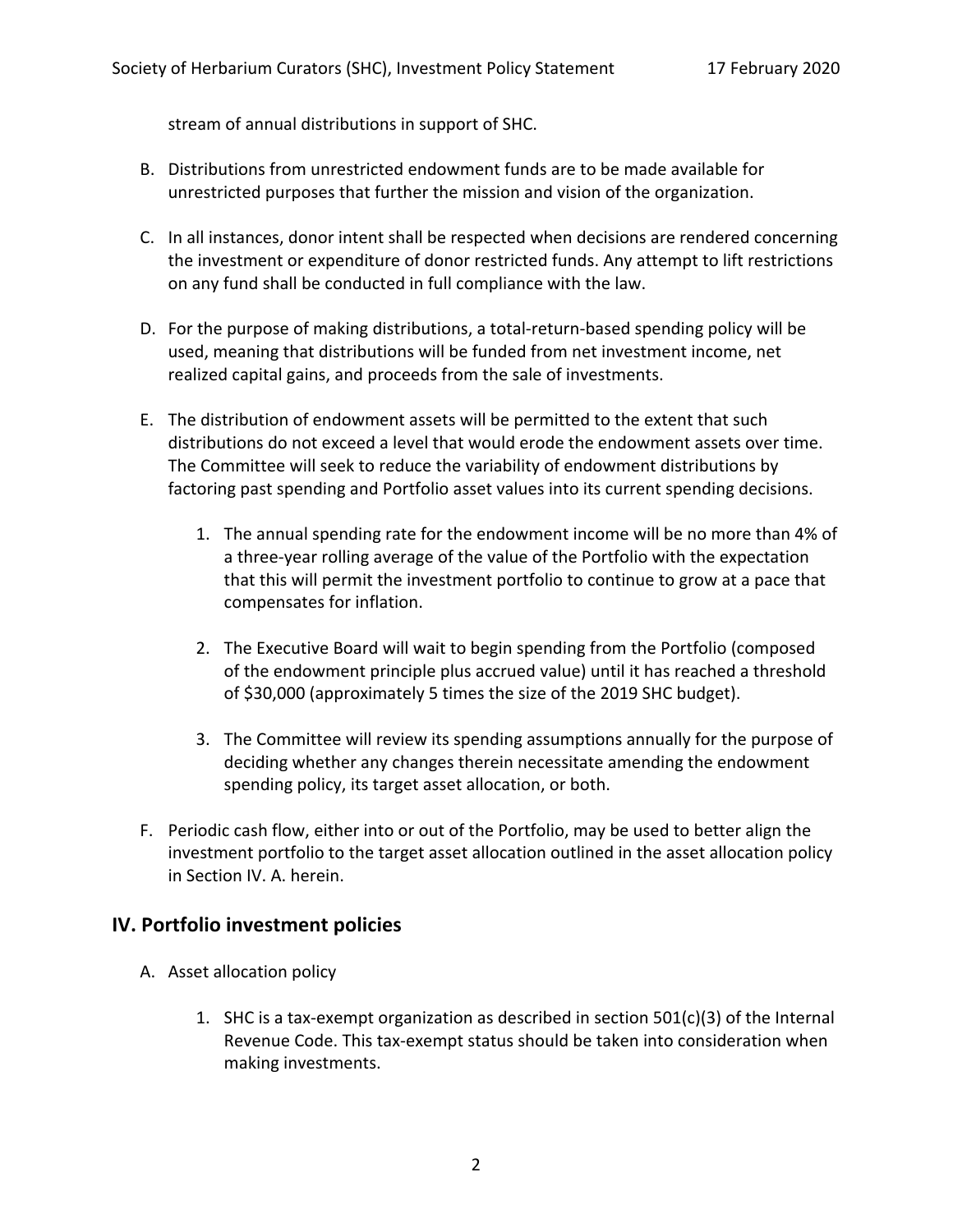stream of annual distributions in support of SHC.

B. Distributions from unrestricted endowment funds are to be made available for unrestricted purposes that further the mission and vision of the organization.

C. In all instances, donor intent shall be respected when decisions are rendered concerning the investment or expenditure of donor restricted funds. Any attempt to lift restrictions on any fund shall be conducted in full compliance with the law.

D. For the purpose of making distributions, a total-return-based spending policy will be used, meaning that distributions will be funded from net investment income, net realized capital gains, and proceeds from the sale of investments.

E. The distribution of endowment assets will be permitted to the extent that such distributions do not exceed a level that would erode the endowment assets over time. The Committee will seek to reduce the variability of endowment distributions by factoring past spending and Portfolio asset values into its current spending decisions.

   1. The annual spending rate for the endowment income will be no more than 4% of a three-year rolling average of the value of the Portfolio with the expectation that this will permit the investment portfolio to continue to grow at a pace that compensates for inflation.

   2. The Executive Board will wait to begin spending from the Portfolio (composed of the endowment principle plus accrued value) until it has reached a threshold of $30,000 (approximately 5 times the size of the 2019 SHC budget).

   3. The Committee will review its spending assumptions annually for the purpose of deciding whether any changes therein necessitate amending the endowment spending policy, its target asset allocation, or both.

F. Periodic cash flow, either into or out of the Portfolio, may be used to better align the investment portfolio to the target asset allocation outlined in the asset allocation policy in Section IV. A. herein.

## IV. Portfolio investment policies

A. Asset allocation policy

   1. SHC is a tax-exempt organization as described in section 501(c)(3) of the Internal Revenue Code. This tax-exempt status should be taken into consideration when making investments.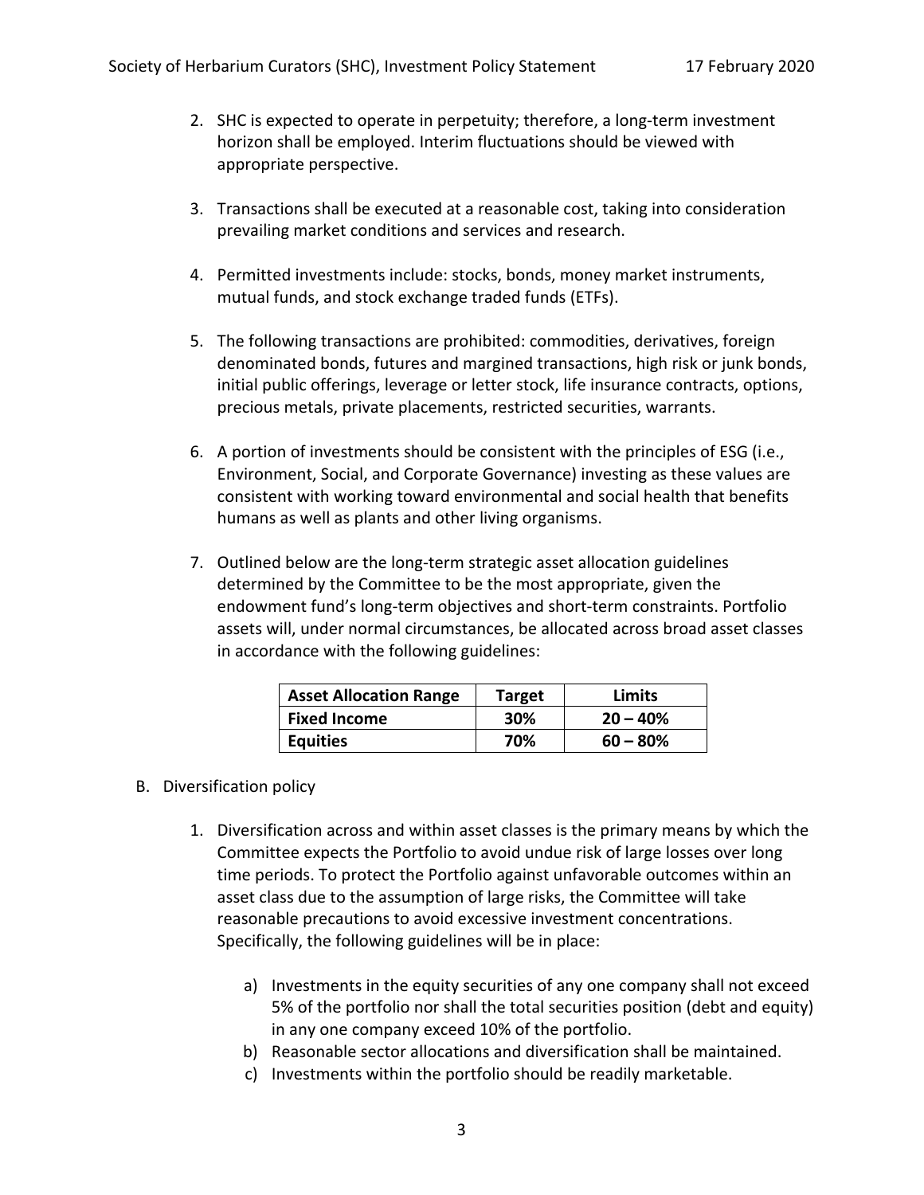2. SHC is expected to operate in perpetuity; therefore, a long-term investment horizon shall be employed. Interim fluctuations should be viewed with appropriate perspective.

3. Transactions shall be executed at a reasonable cost, taking into consideration prevailing market conditions and services and research.

4. Permitted investments include: stocks, bonds, money market instruments, mutual funds, and stock exchange traded funds (ETFs).

5. The following transactions are prohibited: commodities, derivatives, foreign denominated bonds, futures and margined transactions, high risk or junk bonds, initial public offerings, leverage or letter stock, life insurance contracts, options, precious metals, private placements, restricted securities, warrants.

6. A portion of investments should be consistent with the principles of ESG (i.e., Environment, Social, and Corporate Governance) investing as these values are consistent with working toward environmental and social health that benefits humans as well as plants and other living organisms.

7. Outlined below are the long-term strategic asset allocation guidelines determined by the Committee to be the most appropriate, given the endowment fund's long-term objectives and short-term constraints. Portfolio assets will, under normal circumstances, be allocated across broad asset classes in accordance with the following guidelines:

| Asset Allocation Range | Target | Limits |
|---|---|---|
| **Fixed Income** | **30%** | **20 – 40%** |
| **Equities** | **70%** | **60 – 80%** |

B. Diversification policy

1. Diversification across and within asset classes is the primary means by which the Committee expects the Portfolio to avoid undue risk of large losses over long time periods. To protect the Portfolio against unfavorable outcomes within an asset class due to the assumption of large risks, the Committee will take reasonable precautions to avoid excessive investment concentrations. Specifically, the following guidelines will be in place:

   a) Investments in the equity securities of any one company shall not exceed 5% of the portfolio nor shall the total securities position (debt and equity) in any one company exceed 10% of the portfolio.
   
   b) Reasonable sector allocations and diversification shall be maintained.
   
   c) Investments within the portfolio should be readily marketable.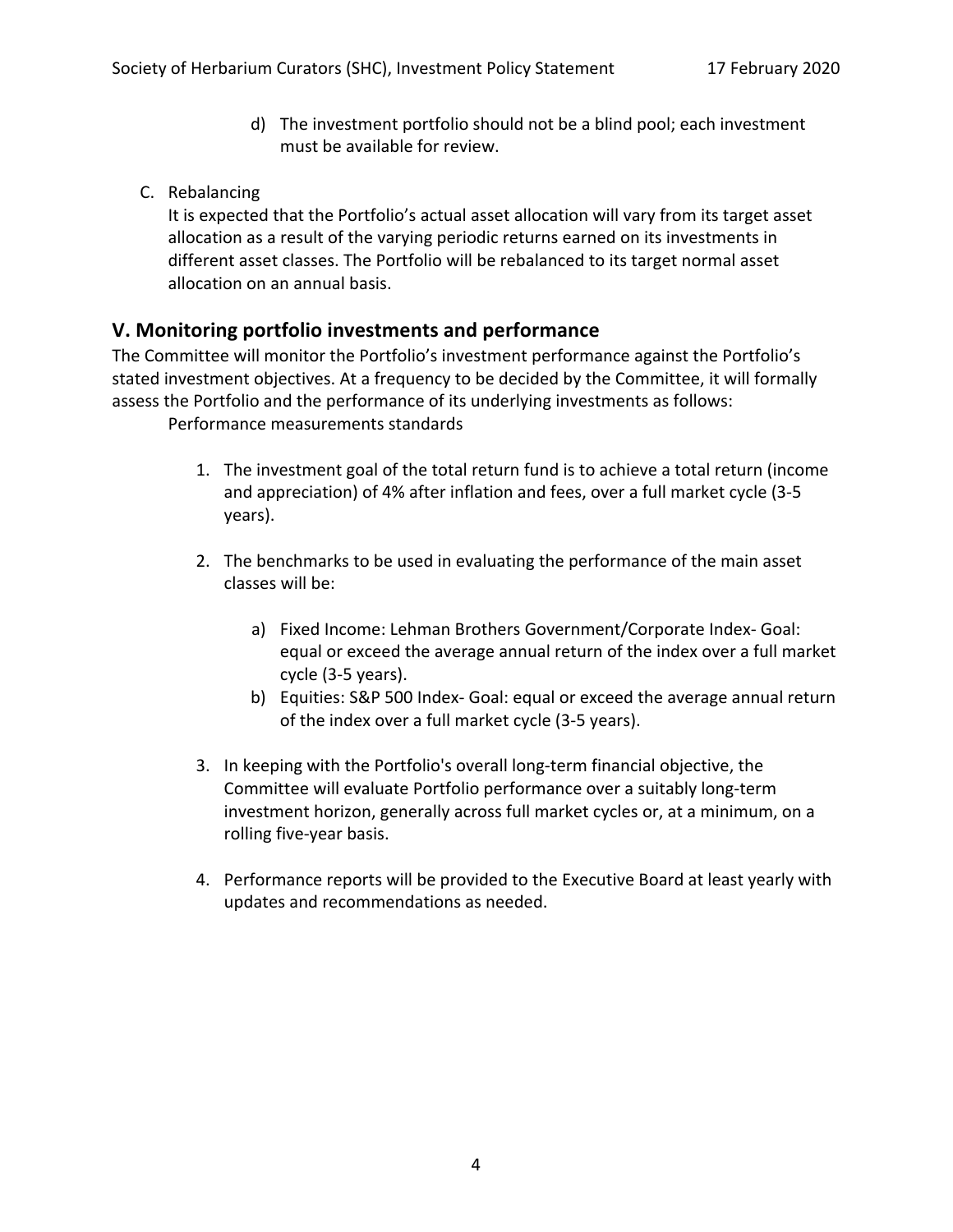d) The investment portfolio should not be a blind pool; each investment must be available for review.

C. Rebalancing

It is expected that the Portfolio's actual asset allocation will vary from its target asset allocation as a result of the varying periodic returns earned on its investments in different asset classes. The Portfolio will be rebalanced to its target normal asset allocation on an annual basis.

## V. Monitoring portfolio investments and performance

The Committee will monitor the Portfolio's investment performance against the Portfolio's stated investment objectives. At a frequency to be decided by the Committee, it will formally assess the Portfolio and the performance of its underlying investments as follows:

Performance measurements standards

1. The investment goal of the total return fund is to achieve a total return (income and appreciation) of 4% after inflation and fees, over a full market cycle (3-5 years).

2. The benchmarks to be used in evaluating the performance of the main asset classes will be:

    a) Fixed Income: Lehman Brothers Government/Corporate Index- Goal: equal or exceed the average annual return of the index over a full market cycle (3-5 years).
    b) Equities: S&P 500 Index- Goal: equal or exceed the average annual return of the index over a full market cycle (3-5 years).

3. In keeping with the Portfolio's overall long-term financial objective, the Committee will evaluate Portfolio performance over a suitably long-term investment horizon, generally across full market cycles or, at a minimum, on a rolling five-year basis.

4. Performance reports will be provided to the Executive Board at least yearly with updates and recommendations as needed.